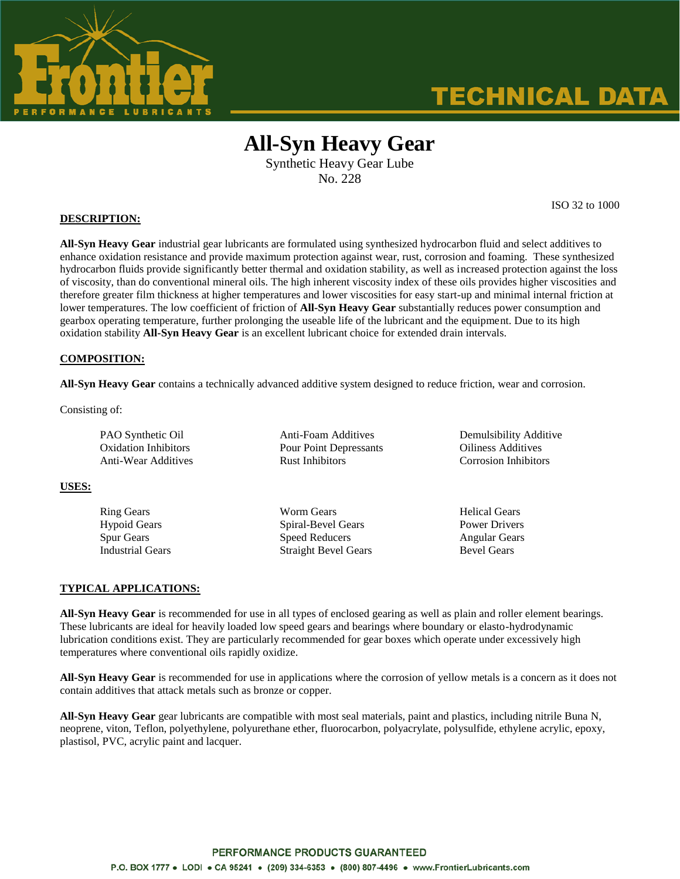# All-Syn Heavy Gear

Synthetic Heavy Gear Lube
No. 228

ISO 32 to 1000

## DESCRIPTION:

**All-Syn Heavy Gear** industrial gear lubricants are formulated using synthesized hydrocarbon fluid and select additives to enhance oxidation resistance and provide maximum protection against wear, rust, corrosion and foaming. These synthesized hydrocarbon fluids provide significantly better thermal and oxidation stability, as well as increased protection against the loss of viscosity, than do conventional mineral oils. The high inherent viscosity index of these oils provides higher viscosities and therefore greater film thickness at higher temperatures and lower viscosities for easy start-up and minimal internal friction at lower temperatures. The low coefficient of friction of **All-Syn Heavy Gear** substantially reduces power consumption and gearbox operating temperature, further prolonging the useable life of the lubricant and the equipment. Due to its high oxidation stability **All-Syn Heavy Gear** is an excellent lubricant choice for extended drain intervals.

## COMPOSITION:

**All-Syn Heavy Gear** contains a technically advanced additive system designed to reduce friction, wear and corrosion.

Consisting of:

- PAO Synthetic Oil
- Oxidation Inhibitors
- Anti-Wear Additives
- Anti-Foam Additives
- Pour Point Depressants
- Rust Inhibitors
- Demulsibility Additive
- Oiliness Additives
- Corrosion Inhibitors

## USES:

- Ring Gears
- Hypoid Gears
- Spur Gears
- Industrial Gears
- Worm Gears
- Spiral-Bevel Gears
- Speed Reducers
- Straight Bevel Gears
- Helical Gears
- Power Drivers
- Angular Gears
- Bevel Gears

## TYPICAL APPLICATIONS:

**All-Syn Heavy Gear** is recommended for use in all types of enclosed gearing as well as plain and roller element bearings. These lubricants are ideal for heavily loaded low speed gears and bearings where boundary or elasto-hydrodynamic lubrication conditions exist. They are particularly recommended for gear boxes which operate under excessively high temperatures where conventional oils rapidly oxidize.

**All-Syn Heavy Gear** is recommended for use in applications where the corrosion of yellow metals is a concern as it does not contain additives that attack metals such as bronze or copper.

**All-Syn Heavy Gear** gear lubricants are compatible with most seal materials, paint and plastics, including nitrile Buna N, neoprene, viton, Teflon, polyethylene, polyurethane ether, fluorocarbon, polyacrylate, polysulfide, ethylene acrylic, epoxy, plastisol, PVC, acrylic paint and lacquer.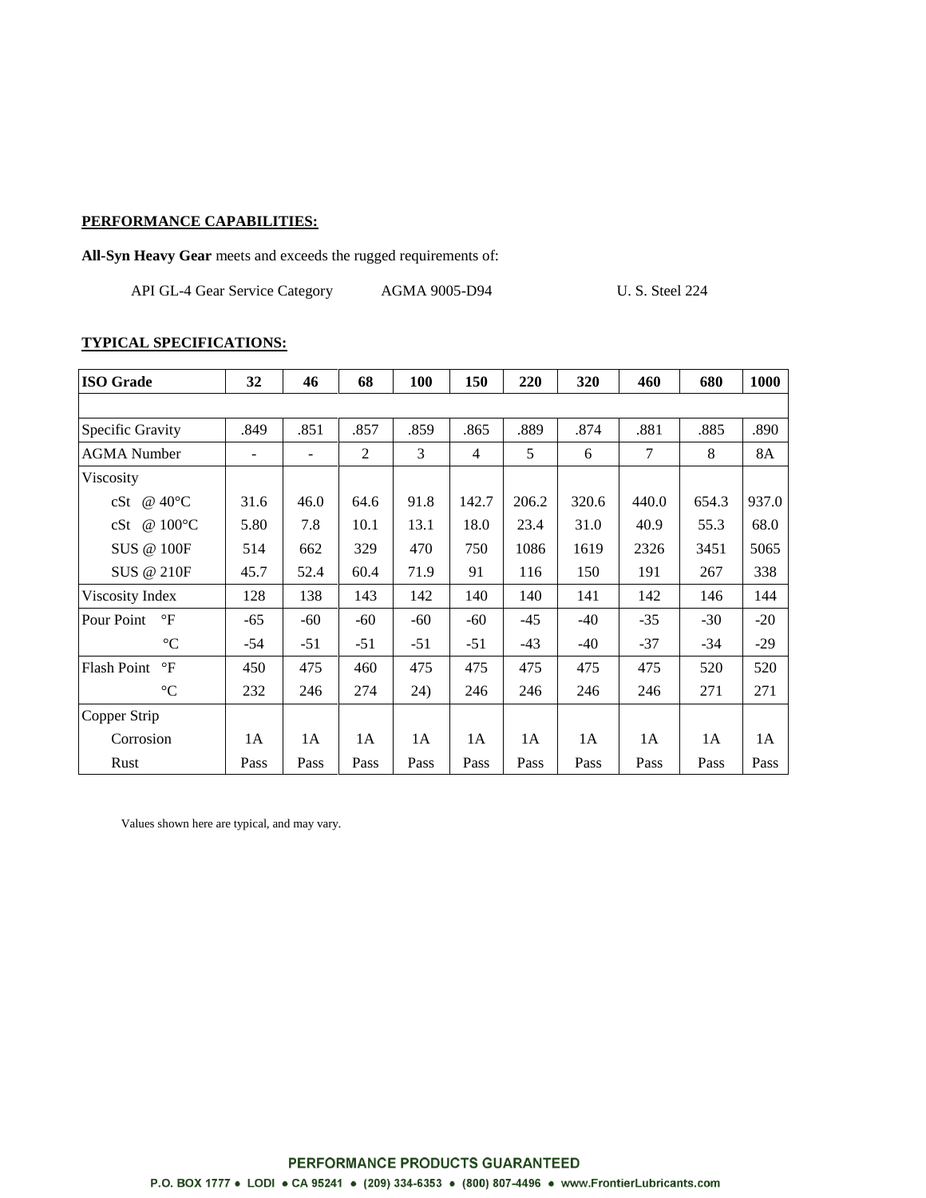**PERFORMANCE CAPABILITIES:**

**All-Syn Heavy Gear** meets and exceeds the rugged requirements of:

API GL-4 Gear Service Category    AGMA 9005-D94    U. S. Steel 224

**TYPICAL SPECIFICATIONS:**

| **ISO Grade** | **32** | **46** | **68** | **100** | **150** | **220** | **320** | **460** | **680** | **1000** |
|---|---|---|---|---|---|---|---|---|---|---|
| | | | | | | | | | | |
| Specific Gravity | .849 | .851 | .857 | .859 | .865 | .889 | .874 | .881 | .885 | .890 |
| AGMA Number | - | - | 2 | 3 | 4 | 5 | 6 | 7 | 8 | 8A |
| Viscosity | | | | | | | | | | |
| cSt @ 40°C | 31.6 | 46.0 | 64.6 | 91.8 | 142.7 | 206.2 | 320.6 | 440.0 | 654.3 | 937.0 |
| cSt @ 100°C | 5.80 | 7.8 | 10.1 | 13.1 | 18.0 | 23.4 | 31.0 | 40.9 | 55.3 | 68.0 |
| SUS @ 100F | 514 | 662 | 329 | 470 | 750 | 1086 | 1619 | 2326 | 3451 | 5065 |
| SUS @ 210F | 45.7 | 52.4 | 60.4 | 71.9 | 91 | 116 | 150 | 191 | 267 | 338 |
| Viscosity Index | 128 | 138 | 143 | 142 | 140 | 140 | 141 | 142 | 146 | 144 |
| Pour Point °F | -65 | -60 | -60 | -60 | -60 | -45 | -40 | -35 | -30 | -20 |
| °C | -54 | -51 | -51 | -51 | -51 | -43 | -40 | -37 | -34 | -29 |
| Flash Point °F | 450 | 475 | 460 | 475 | 475 | 475 | 475 | 475 | 520 | 520 |
| °C | 232 | 246 | 274 | 24) | 246 | 246 | 246 | 246 | 271 | 271 |
| Copper Strip | | | | | | | | | | |
| Corrosion | 1A | 1A | 1A | 1A | 1A | 1A | 1A | 1A | 1A | 1A |
| Rust | Pass | Pass | Pass | Pass | Pass | Pass | Pass | Pass | Pass | Pass |

Values shown here are typical, and may vary.

PERFORMANCE PRODUCTS GUARANTEED

P.O. BOX 1777 ● LODI ● CA 95241 ● (209) 334-6353 ● (800) 807-4496 ● www.FrontierLubricants.com